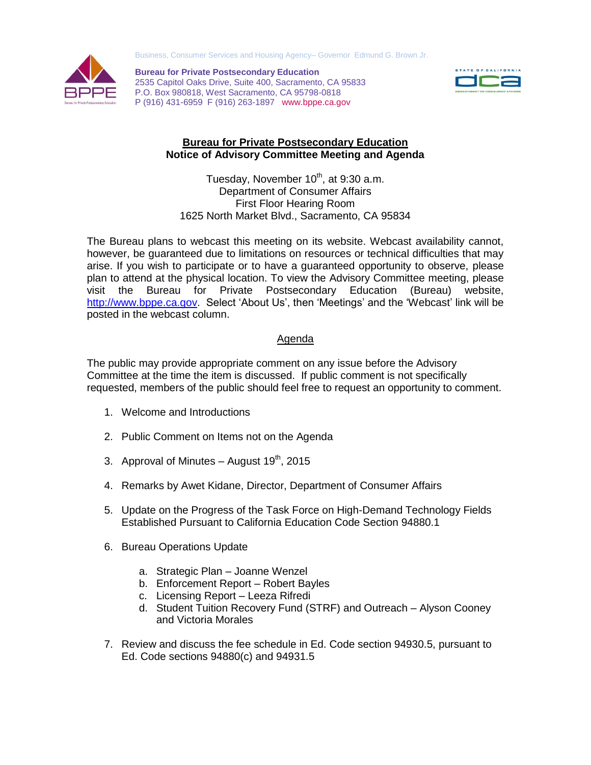Business, Consumer Services and Housing Agency– Governor Edmund G. Brown Jr.

**Bureau for Private Postsecondary Education**
2535 Capitol Oaks Drive, Suite 400, Sacramento, CA 95833
P.O. Box 980818, West Sacramento, CA 95798-0818
P (916) 431-6959 F (916) 263-1897 www.bppe.ca.gov

# Bureau for Private Postsecondary Education

## Notice of Advisory Committee Meeting and Agenda

Tuesday, November 10th, at 9:30 a.m.
Department of Consumer Affairs
First Floor Hearing Room
1625 North Market Blvd., Sacramento, CA 95834

The Bureau plans to webcast this meeting on its website. Webcast availability cannot, however, be guaranteed due to limitations on resources or technical difficulties that may arise. If you wish to participate or to have a guaranteed opportunity to observe, please plan to attend at the physical location. To view the Advisory Committee meeting, please visit the Bureau for Private Postsecondary Education (Bureau) website, http://www.bppe.ca.gov. Select 'About Us', then 'Meetings' and the 'Webcast' link will be posted in the webcast column.

## Agenda

The public may provide appropriate comment on any issue before the Advisory Committee at the time the item is discussed. If public comment is not specifically requested, members of the public should feel free to request an opportunity to comment.

1. Welcome and Introductions

2. Public Comment on Items not on the Agenda

3. Approval of Minutes – August 19th, 2015

4. Remarks by Awet Kidane, Director, Department of Consumer Affairs

5. Update on the Progress of the Task Force on High-Demand Technology Fields Established Pursuant to California Education Code Section 94880.1

6. Bureau Operations Update

   a. Strategic Plan – Joanne Wenzel
   b. Enforcement Report – Robert Bayles
   c. Licensing Report – Leeza Rifredi
   d. Student Tuition Recovery Fund (STRF) and Outreach – Alyson Cooney and Victoria Morales

7. Review and discuss the fee schedule in Ed. Code section 94930.5, pursuant to Ed. Code sections 94880(c) and 94931.5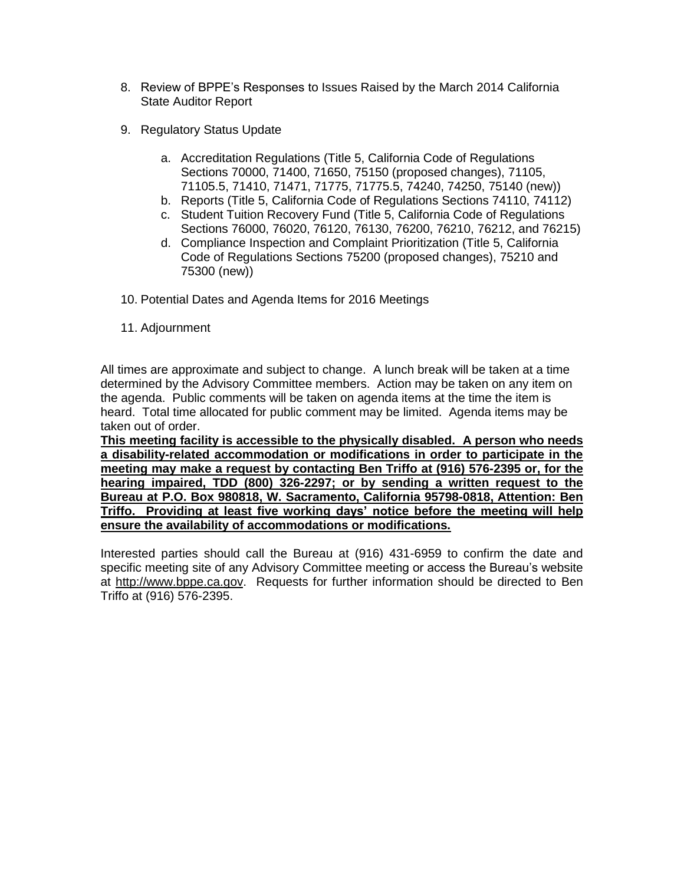8. Review of BPPE's Responses to Issues Raised by the March 2014 California State Auditor Report

9. Regulatory Status Update

   a. Accreditation Regulations (Title 5, California Code of Regulations Sections 70000, 71400, 71650, 75150 (proposed changes), 71105, 71105.5, 71410, 71471, 71775, 71775.5, 74240, 74250, 75140 (new))
   b. Reports (Title 5, California Code of Regulations Sections 74110, 74112)
   c. Student Tuition Recovery Fund (Title 5, California Code of Regulations Sections 76000, 76020, 76120, 76130, 76200, 76210, 76212, and 76215)
   d. Compliance Inspection and Complaint Prioritization (Title 5, California Code of Regulations Sections 75200 (proposed changes), 75210 and 75300 (new))

10. Potential Dates and Agenda Items for 2016 Meetings

11. Adjournment

All times are approximate and subject to change. A lunch break will be taken at a time determined by the Advisory Committee members. Action may be taken on any item on the agenda. Public comments will be taken on agenda items at the time the item is heard. Total time allocated for public comment may be limited. Agenda items may be taken out of order.
**This meeting facility is accessible to the physically disabled. A person who needs a disability-related accommodation or modifications in order to participate in the meeting may make a request by contacting Ben Triffo at (916) 576-2395 or, for the hearing impaired, TDD (800) 326-2297; or by sending a written request to the Bureau at P.O. Box 980818, W. Sacramento, California 95798-0818, Attention: Ben Triffo. Providing at least five working days' notice before the meeting will help ensure the availability of accommodations or modifications.**

Interested parties should call the Bureau at (916) 431-6959 to confirm the date and specific meeting site of any Advisory Committee meeting or access the Bureau's website at http://www.bppe.ca.gov. Requests for further information should be directed to Ben Triffo at (916) 576-2395.